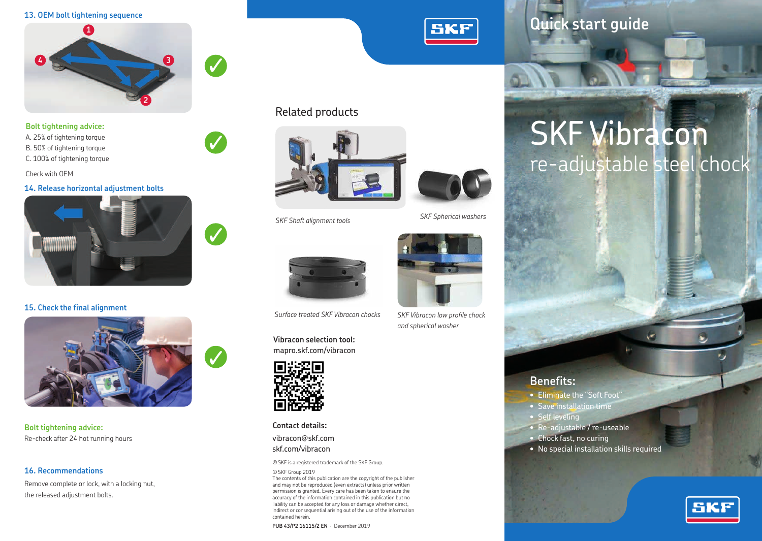## 13. OEM bolt tightening sequence

1 2 3 4

**Bolt tightening advice:**

A. 25% of tightening torque
B. 50% of tightening torque
C. 100% of tightening torque

Check with OEM

## 14. Release horizontal adjustment bolts

## 15. Check the final alignment

**Bolt tightening advice:**

Re-check after 24 hot running hours

## 16. Recommendations

Remove complete or lock, with a locking nut, the released adjustment bolts.

SKF

## Related products

*SKF Shaft alignment tools*

*SKF Spherical washers*

*Surface treated SKF Vibracon chocks*

*SKF Vibracon low profile chock and spherical washer*

**Vibracon selection tool:**
mapro.skf.com/vibracon

**Contact details:**

vibracon@skf.com
skf.com/vibracon

® SKF is a registered trademark of the SKF Group.

© SKF Group 2019
The contents of this publication are the copyright of the publisher and may not be reproduced (even extracts) unless prior written permission is granted. Every care has been taken to ensure the accuracy of the information contained in this publication but no liability can be accepted for any loss or damage whether direct, indirect or consequential arising out of the use of the information contained herein.

**PUB 43/P2 16115/2 EN** · December 2019

Quick start guide

# SKF Vibracon

re-adjustable steel chock

## Benefits:

- Eliminate the "Soft Foot"
- Save installation time
- Self leveling
- Re-adjustable / re-useable
- Chock fast, no curing
- No special installation skills required

SKF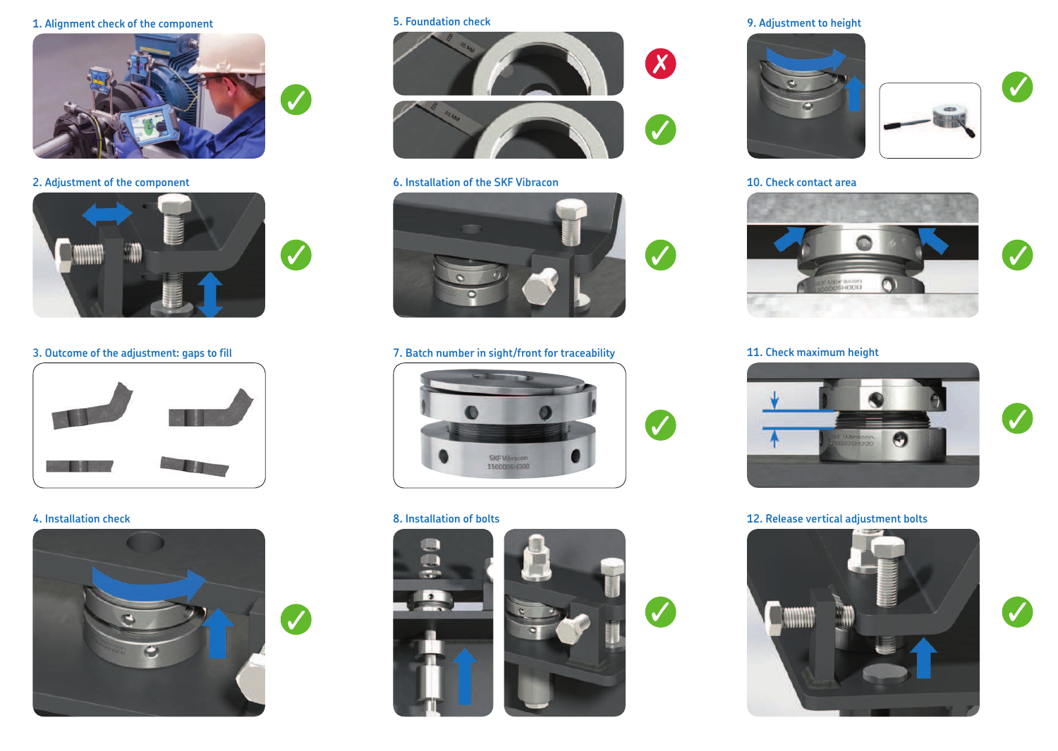1. Alignment check of the component

2. Adjustment of the component

3. Outcome of the adjustment: gaps to fill

4. Installation check

5. Foundation check

6. Installation of the SKF Vibracon

7. Batch number in sight/front for traceability

8. Installation of bolts

9. Adjustment to height

10. Check contact area

11. Check maximum height

12. Release vertical adjustment bolts